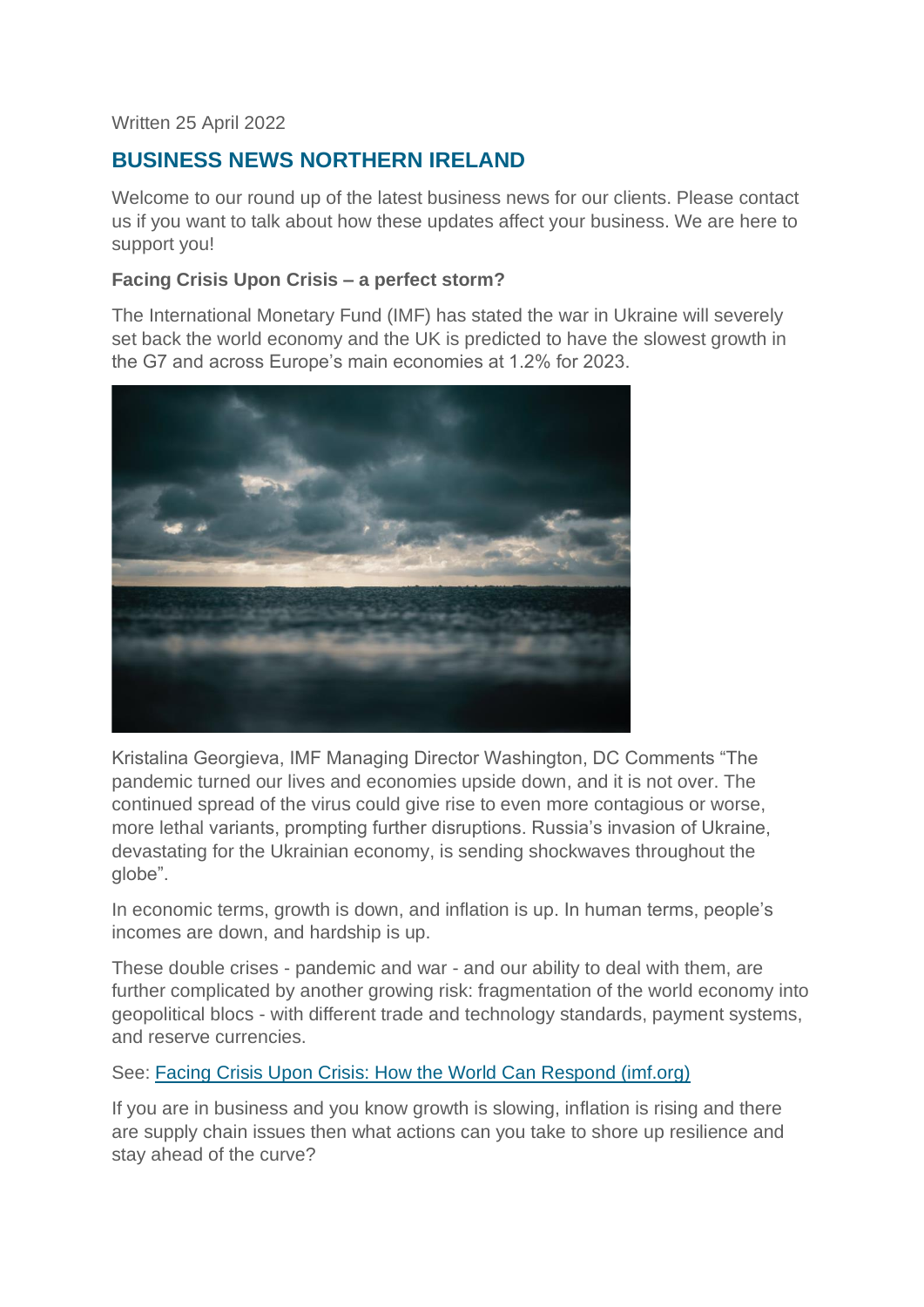Written 25 April 2022

## BUSINESS NEWS NORTHERN IRELAND

Welcome to our round up of the latest business news for our clients. Please contact us if you want to talk about how these updates affect your business. We are here to support you!

**Facing Crisis Upon Crisis – a perfect storm?**

The International Monetary Fund (IMF) has stated the war in Ukraine will severely set back the world economy and the UK is predicted to have the slowest growth in the G7 and across Europe's main economies at 1.2% for 2023.

Kristalina Georgieva, IMF Managing Director Washington, DC Comments "The pandemic turned our lives and economies upside down, and it is not over. The continued spread of the virus could give rise to even more contagious or worse, more lethal variants, prompting further disruptions. Russia's invasion of Ukraine, devastating for the Ukrainian economy, is sending shockwaves throughout the globe".

In economic terms, growth is down, and inflation is up. In human terms, people's incomes are down, and hardship is up.

These double crises - pandemic and war - and our ability to deal with them, are further complicated by another growing risk: fragmentation of the world economy into geopolitical blocs - with different trade and technology standards, payment systems, and reserve currencies.

See: [Facing Crisis Upon Crisis: How the World Can Respond (imf.org)]

If you are in business and you know growth is slowing, inflation is rising and there are supply chain issues then what actions can you take to shore up resilience and stay ahead of the curve?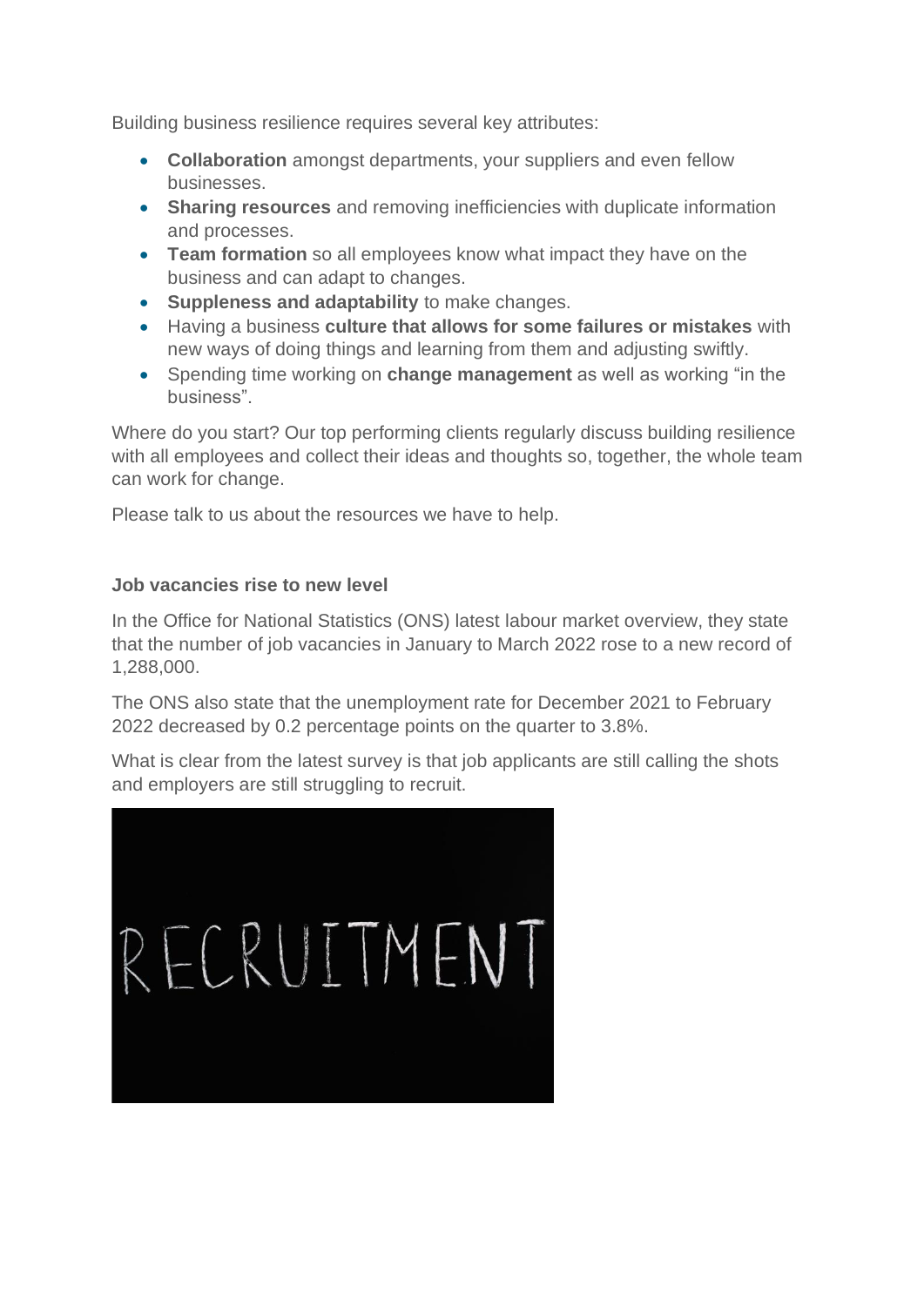Building business resilience requires several key attributes:

- **Collaboration** amongst departments, your suppliers and even fellow businesses.
- **Sharing resources** and removing inefficiencies with duplicate information and processes.
- **Team formation** so all employees know what impact they have on the business and can adapt to changes.
- **Suppleness and adaptability** to make changes.
- Having a business **culture that allows for some failures or mistakes** with new ways of doing things and learning from them and adjusting swiftly.
- Spending time working on **change management** as well as working "in the business".

Where do you start? Our top performing clients regularly discuss building resilience with all employees and collect their ideas and thoughts so, together, the whole team can work for change.

Please talk to us about the resources we have to help.

**Job vacancies rise to new level**

In the Office for National Statistics (ONS) latest labour market overview, they state that the number of job vacancies in January to March 2022 rose to a new record of 1,288,000.

The ONS also state that the unemployment rate for December 2021 to February 2022 decreased by 0.2 percentage points on the quarter to 3.8%.

What is clear from the latest survey is that job applicants are still calling the shots and employers are still struggling to recruit.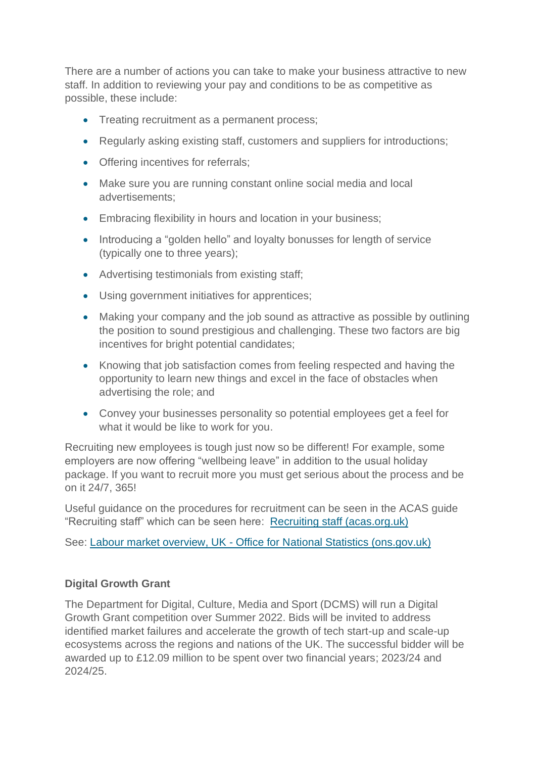There are a number of actions you can take to make your business attractive to new staff. In addition to reviewing your pay and conditions to be as competitive as possible, these include:

- Treating recruitment as a permanent process;
- Regularly asking existing staff, customers and suppliers for introductions;
- Offering incentives for referrals;
- Make sure you are running constant online social media and local advertisements;
- Embracing flexibility in hours and location in your business;
- Introducing a "golden hello" and loyalty bonusses for length of service (typically one to three years);
- Advertising testimonials from existing staff;
- Using government initiatives for apprentices;
- Making your company and the job sound as attractive as possible by outlining the position to sound prestigious and challenging. These two factors are big incentives for bright potential candidates;
- Knowing that job satisfaction comes from feeling respected and having the opportunity to learn new things and excel in the face of obstacles when advertising the role; and
- Convey your businesses personality so potential employees get a feel for what it would be like to work for you.

Recruiting new employees is tough just now so be different! For example, some employers are now offering "wellbeing leave" in addition to the usual holiday package. If you want to recruit more you must get serious about the process and be on it 24/7, 365!

Useful guidance on the procedures for recruitment can be seen in the ACAS guide "Recruiting staff" which can be seen here: Recruiting staff (acas.org.uk)

See: Labour market overview, UK - Office for National Statistics (ons.gov.uk)

**Digital Growth Grant**

The Department for Digital, Culture, Media and Sport (DCMS) will run a Digital Growth Grant competition over Summer 2022. Bids will be invited to address identified market failures and accelerate the growth of tech start-up and scale-up ecosystems across the regions and nations of the UK. The successful bidder will be awarded up to £12.09 million to be spent over two financial years; 2023/24 and 2024/25.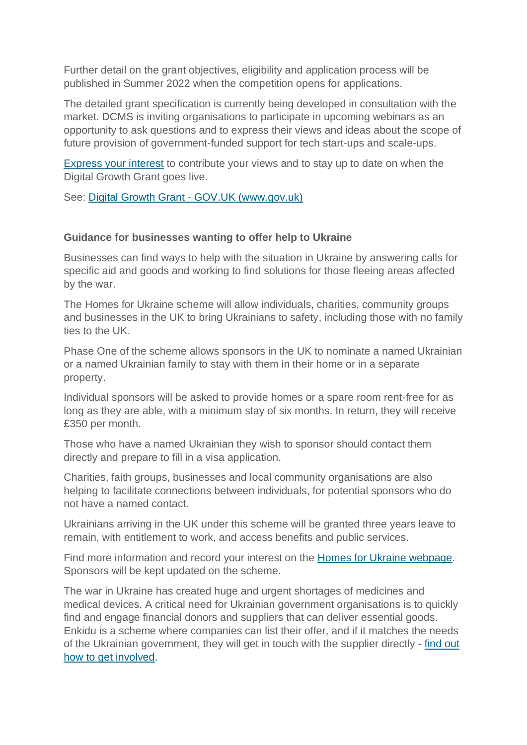Further detail on the grant objectives, eligibility and application process will be published in Summer 2022 when the competition opens for applications.

The detailed grant specification is currently being developed in consultation with the market. DCMS is inviting organisations to participate in upcoming webinars as an opportunity to ask questions and to express their views and ideas about the scope of future provision of government-funded support for tech start-ups and scale-ups.

Express your interest to contribute your views and to stay up to date on when the Digital Growth Grant goes live.

See: Digital Growth Grant - GOV.UK (www.gov.uk)

**Guidance for businesses wanting to offer help to Ukraine**

Businesses can find ways to help with the situation in Ukraine by answering calls for specific aid and goods and working to find solutions for those fleeing areas affected by the war.

The Homes for Ukraine scheme will allow individuals, charities, community groups and businesses in the UK to bring Ukrainians to safety, including those with no family ties to the UK.

Phase One of the scheme allows sponsors in the UK to nominate a named Ukrainian or a named Ukrainian family to stay with them in their home or in a separate property.

Individual sponsors will be asked to provide homes or a spare room rent-free for as long as they are able, with a minimum stay of six months. In return, they will receive £350 per month.

Those who have a named Ukrainian they wish to sponsor should contact them directly and prepare to fill in a visa application.

Charities, faith groups, businesses and local community organisations are also helping to facilitate connections between individuals, for potential sponsors who do not have a named contact.

Ukrainians arriving in the UK under this scheme will be granted three years leave to remain, with entitlement to work, and access benefits and public services.

Find more information and record your interest on the Homes for Ukraine webpage. Sponsors will be kept updated on the scheme.

The war in Ukraine has created huge and urgent shortages of medicines and medical devices. A critical need for Ukrainian government organisations is to quickly find and engage financial donors and suppliers that can deliver essential goods. Enkidu is a scheme where companies can list their offer, and if it matches the needs of the Ukrainian government, they will get in touch with the supplier directly - find out how to get involved.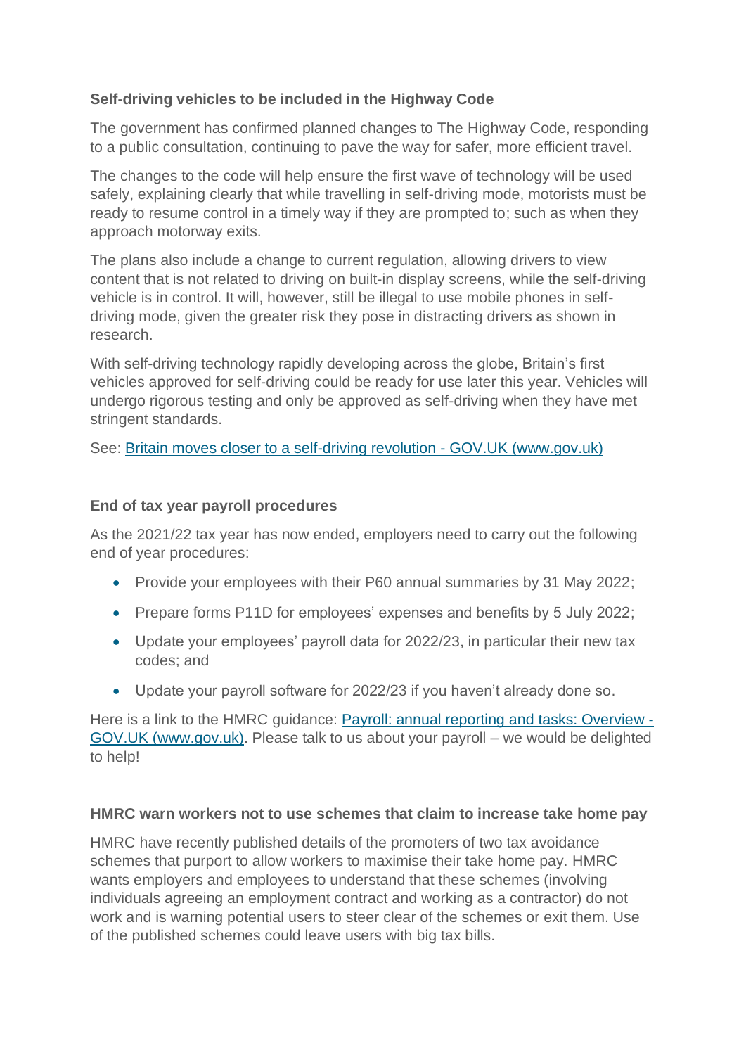### Self-driving vehicles to be included in the Highway Code

The government has confirmed planned changes to The Highway Code, responding to a public consultation, continuing to pave the way for safer, more efficient travel.

The changes to the code will help ensure the first wave of technology will be used safely, explaining clearly that while travelling in self-driving mode, motorists must be ready to resume control in a timely way if they are prompted to; such as when they approach motorway exits.

The plans also include a change to current regulation, allowing drivers to view content that is not related to driving on built-in display screens, while the self-driving vehicle is in control. It will, however, still be illegal to use mobile phones in self-driving mode, given the greater risk they pose in distracting drivers as shown in research.

With self-driving technology rapidly developing across the globe, Britain's first vehicles approved for self-driving could be ready for use later this year. Vehicles will undergo rigorous testing and only be approved as self-driving when they have met stringent standards.

See: [Britain moves closer to a self-driving revolution - GOV.UK (www.gov.uk)]()

### End of tax year payroll procedures

As the 2021/22 tax year has now ended, employers need to carry out the following end of year procedures:

- Provide your employees with their P60 annual summaries by 31 May 2022;
- Prepare forms P11D for employees' expenses and benefits by 5 July 2022;
- Update your employees' payroll data for 2022/23, in particular their new tax codes; and
- Update your payroll software for 2022/23 if you haven't already done so.

Here is a link to the HMRC guidance: [Payroll: annual reporting and tasks: Overview - GOV.UK (www.gov.uk)](). Please talk to us about your payroll – we would be delighted to help!

### HMRC warn workers not to use schemes that claim to increase take home pay

HMRC have recently published details of the promoters of two tax avoidance schemes that purport to allow workers to maximise their take home pay. HMRC wants employers and employees to understand that these schemes (involving individuals agreeing an employment contract and working as a contractor) do not work and is warning potential users to steer clear of the schemes or exit them. Use of the published schemes could leave users with big tax bills.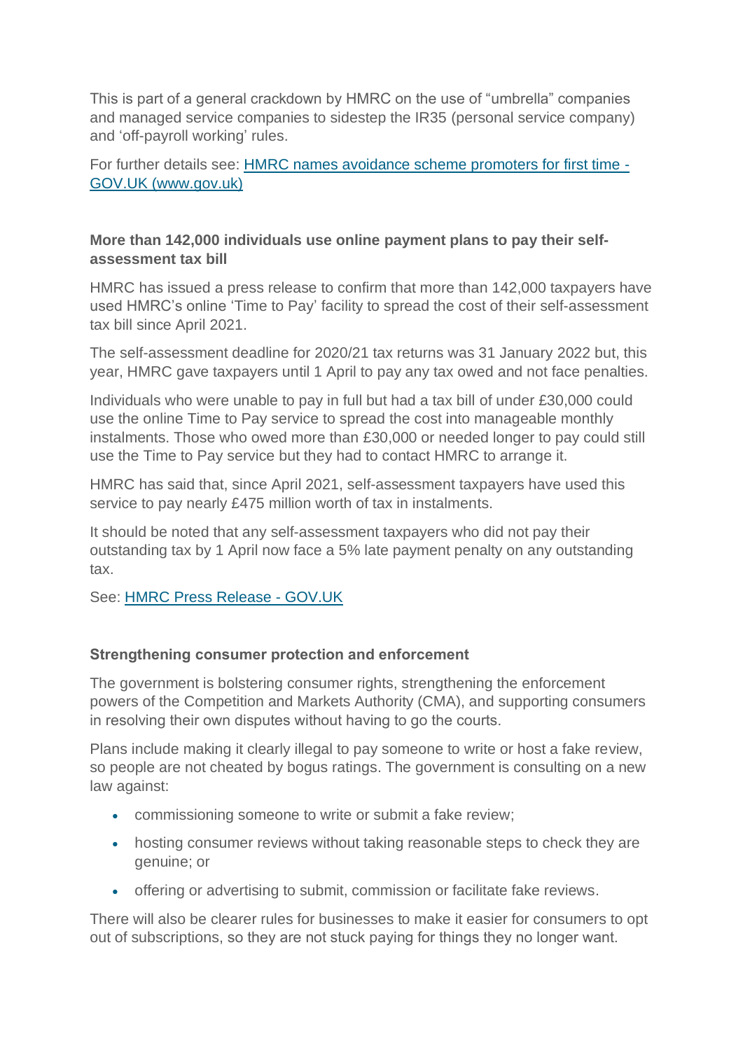This is part of a general crackdown by HMRC on the use of "umbrella" companies and managed service companies to sidestep the IR35 (personal service company) and 'off-payroll working' rules.

For further details see: [HMRC names avoidance scheme promoters for first time - GOV.UK (www.gov.uk)]()

### More than 142,000 individuals use online payment plans to pay their self-assessment tax bill

HMRC has issued a press release to confirm that more than 142,000 taxpayers have used HMRC's online 'Time to Pay' facility to spread the cost of their self-assessment tax bill since April 2021.

The self-assessment deadline for 2020/21 tax returns was 31 January 2022 but, this year, HMRC gave taxpayers until 1 April to pay any tax owed and not face penalties.

Individuals who were unable to pay in full but had a tax bill of under £30,000 could use the online Time to Pay service to spread the cost into manageable monthly instalments. Those who owed more than £30,000 or needed longer to pay could still use the Time to Pay service but they had to contact HMRC to arrange it.

HMRC has said that, since April 2021, self-assessment taxpayers have used this service to pay nearly £475 million worth of tax in instalments.

It should be noted that any self-assessment taxpayers who did not pay their outstanding tax by 1 April now face a 5% late payment penalty on any outstanding tax.

See: [HMRC Press Release - GOV.UK]()

### Strengthening consumer protection and enforcement

The government is bolstering consumer rights, strengthening the enforcement powers of the Competition and Markets Authority (CMA), and supporting consumers in resolving their own disputes without having to go the courts.

Plans include making it clearly illegal to pay someone to write or host a fake review, so people are not cheated by bogus ratings. The government is consulting on a new law against:

- commissioning someone to write or submit a fake review;
- hosting consumer reviews without taking reasonable steps to check they are genuine; or
- offering or advertising to submit, commission or facilitate fake reviews.

There will also be clearer rules for businesses to make it easier for consumers to opt out of subscriptions, so they are not stuck paying for things they no longer want.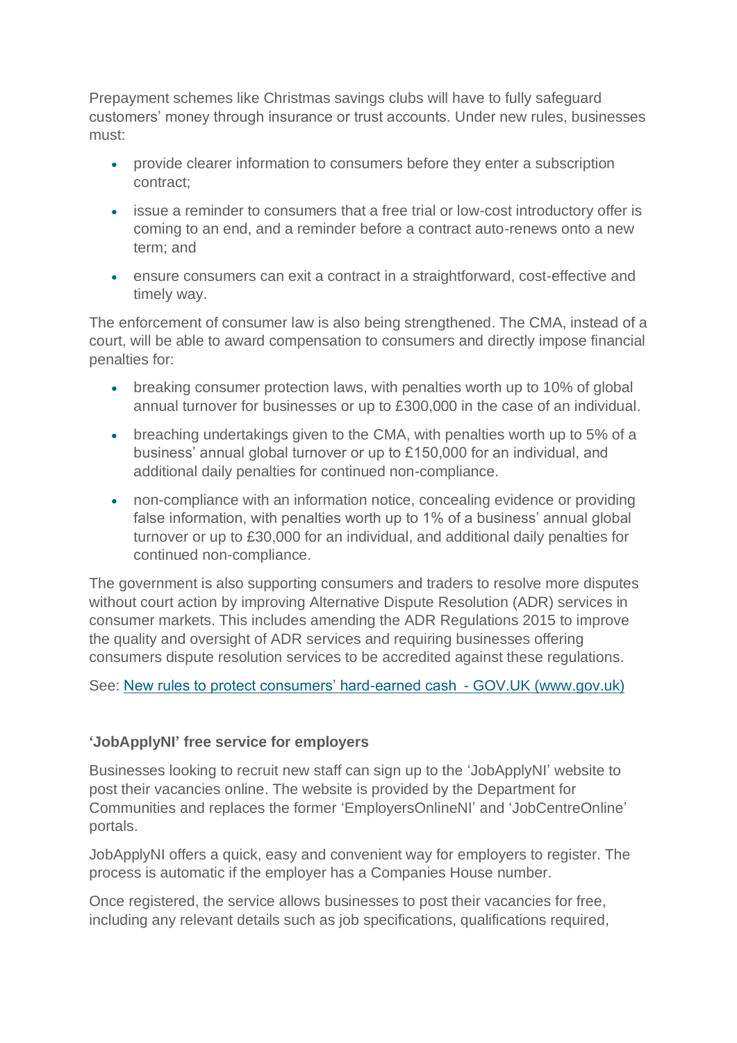Prepayment schemes like Christmas savings clubs will have to fully safeguard customers' money through insurance or trust accounts. Under new rules, businesses must:

- provide clearer information to consumers before they enter a subscription contract;
- issue a reminder to consumers that a free trial or low-cost introductory offer is coming to an end, and a reminder before a contract auto-renews onto a new term; and
- ensure consumers can exit a contract in a straightforward, cost-effective and timely way.

The enforcement of consumer law is also being strengthened. The CMA, instead of a court, will be able to award compensation to consumers and directly impose financial penalties for:

- breaking consumer protection laws, with penalties worth up to 10% of global annual turnover for businesses or up to £300,000 in the case of an individual.
- breaching undertakings given to the CMA, with penalties worth up to 5% of a business' annual global turnover or up to £150,000 for an individual, and additional daily penalties for continued non-compliance.
- non-compliance with an information notice, concealing evidence or providing false information, with penalties worth up to 1% of a business' annual global turnover or up to £30,000 for an individual, and additional daily penalties for continued non-compliance.

The government is also supporting consumers and traders to resolve more disputes without court action by improving Alternative Dispute Resolution (ADR) services in consumer markets. This includes amending the ADR Regulations 2015 to improve the quality and oversight of ADR services and requiring businesses offering consumers dispute resolution services to be accredited against these regulations.

See: [New rules to protect consumers' hard-earned cash - GOV.UK (www.gov.uk)]()

**'JobApplyNI' free service for employers**

Businesses looking to recruit new staff can sign up to the 'JobApplyNI' website to post their vacancies online. The website is provided by the Department for Communities and replaces the former 'EmployersOnlineNI' and 'JobCentreOnline' portals.

JobApplyNI offers a quick, easy and convenient way for employers to register. The process is automatic if the employer has a Companies House number.

Once registered, the service allows businesses to post their vacancies for free, including any relevant details such as job specifications, qualifications required,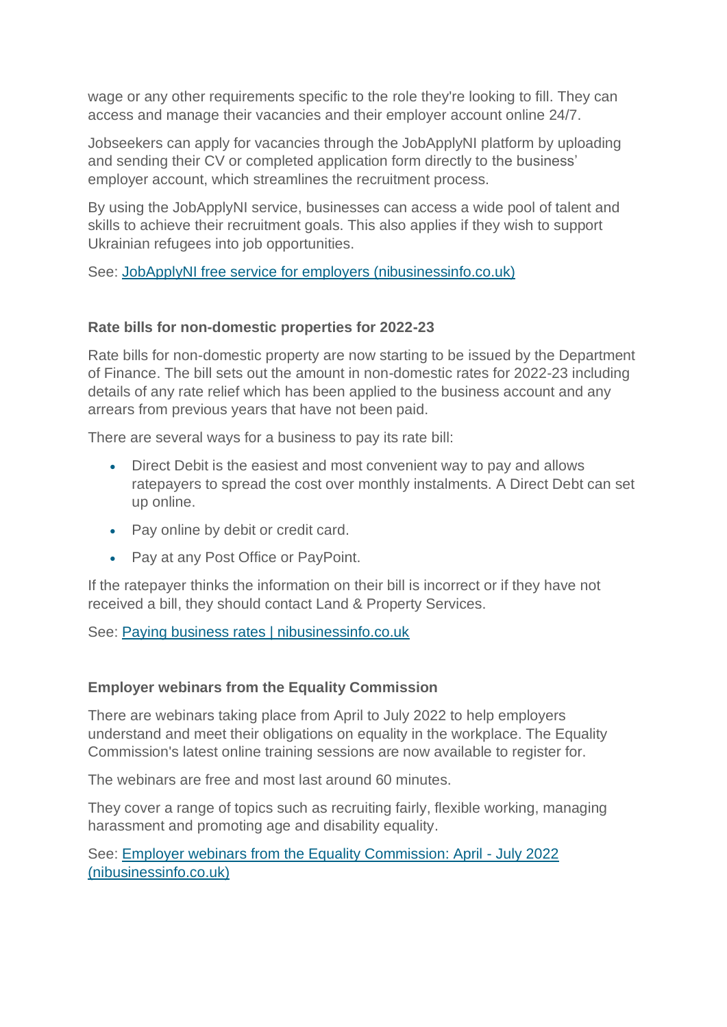wage or any other requirements specific to the role they're looking to fill. They can access and manage their vacancies and their employer account online 24/7.

Jobseekers can apply for vacancies through the JobApplyNI platform by uploading and sending their CV or completed application form directly to the business' employer account, which streamlines the recruitment process.

By using the JobApplyNI service, businesses can access a wide pool of talent and skills to achieve their recruitment goals. This also applies if they wish to support Ukrainian refugees into job opportunities.

See: [JobApplyNI free service for employers (nibusinessinfo.co.uk)]()

**Rate bills for non-domestic properties for 2022-23**

Rate bills for non-domestic property are now starting to be issued by the Department of Finance. The bill sets out the amount in non-domestic rates for 2022-23 including details of any rate relief which has been applied to the business account and any arrears from previous years that have not been paid.

There are several ways for a business to pay its rate bill:

- Direct Debit is the easiest and most convenient way to pay and allows ratepayers to spread the cost over monthly instalments. A Direct Debt can set up online.
- Pay online by debit or credit card.
- Pay at any Post Office or PayPoint.

If the ratepayer thinks the information on their bill is incorrect or if they have not received a bill, they should contact Land & Property Services.

See: [Paying business rates | nibusinessinfo.co.uk]()

**Employer webinars from the Equality Commission**

There are webinars taking place from April to July 2022 to help employers understand and meet their obligations on equality in the workplace. The Equality Commission's latest online training sessions are now available to register for.

The webinars are free and most last around 60 minutes.

They cover a range of topics such as recruiting fairly, flexible working, managing harassment and promoting age and disability equality.

See: [Employer webinars from the Equality Commission: April - July 2022 (nibusinessinfo.co.uk)]()